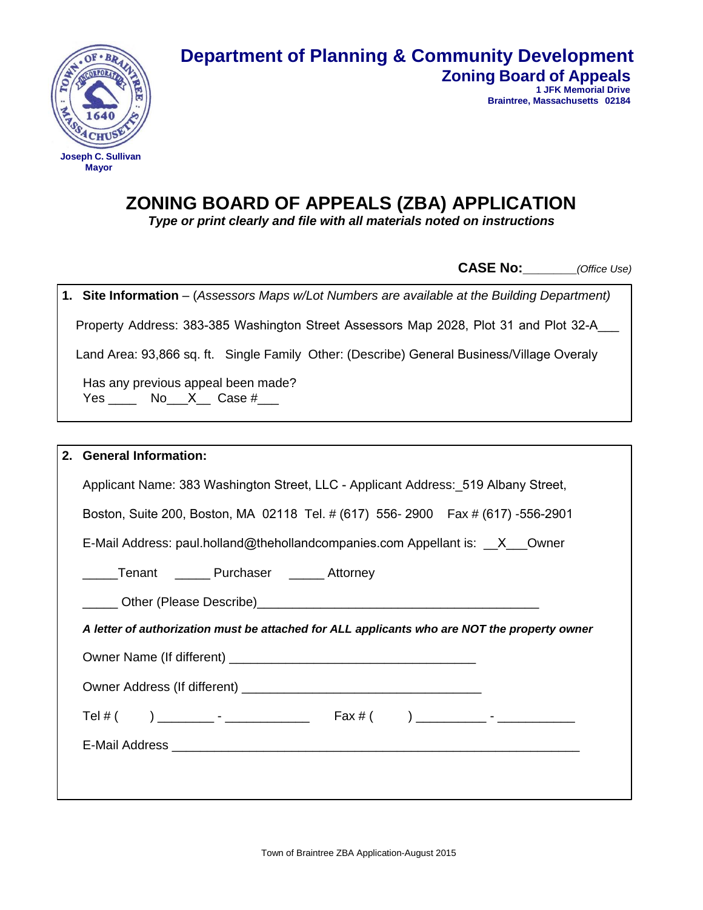Department of Planning & Community Development
Zoning Board of Appeals
1 JFK Memorial Drive
Braintree, Massachusetts 02184

Joseph C. Sullivan
Mayor

# ZONING BOARD OF APPEALS (ZBA) APPLICATION

***Type or print clearly and file with all materials noted on instructions***

**CASE No:**________*(Office Use)*

**1. Site Information** – (*Assessors Maps w/Lot Numbers are available at the Building Department)*

Property Address: 383-385 Washington Street Assessors Map 2028, Plot 31 and Plot 32-A___

Land Area: 93,866 sq. ft. Single Family Other: (Describe) General Business/Village Overaly

Has any previous appeal been made?
Yes ____ No___X__ Case #___

**2. General Information:**

Applicant Name: 383 Washington Street, LLC - Applicant Address:_519 Albany Street,

Boston, Suite 200, Boston, MA 02118 Tel. # (617) 556- 2900 Fax # (617) -556-2901

E-Mail Address: paul.holland@thehollandcompanies.com Appellant is: __X___Owner

_____Tenant _____ Purchaser _____ Attorney

_____ Other (Please Describe)________________________________________

***A letter of authorization must be attached for ALL applicants who are NOT the property owner***

Owner Name (If different) ___________________________________

Owner Address (If different) __________________________________

Tel # ( ) ________ - ____________ Fax # ( ) __________ - ___________

E-Mail Address ____________________________________________________________

Town of Braintree ZBA Application-August 2015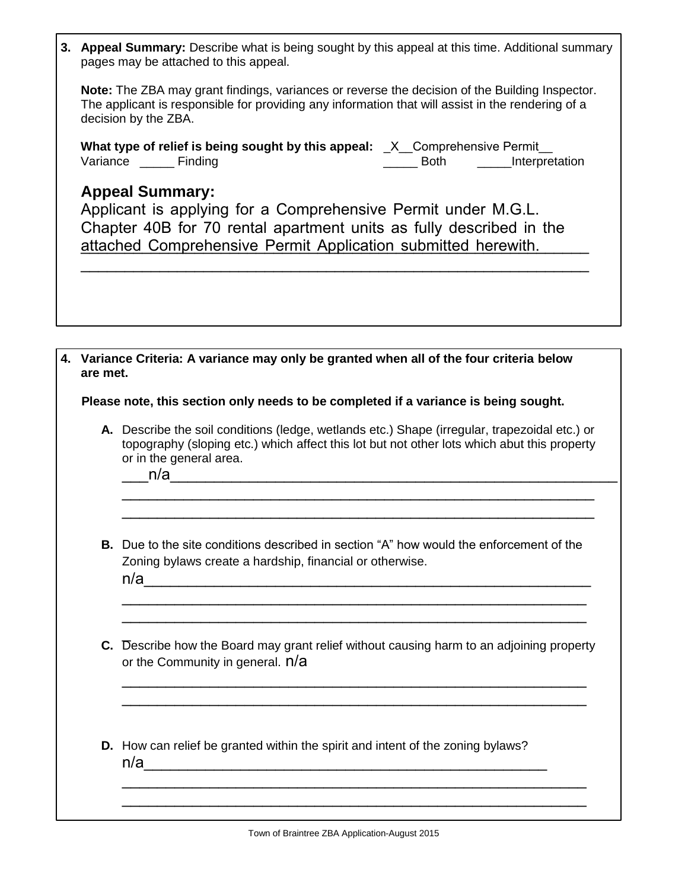**3. Appeal Summary:** Describe what is being sought by this appeal at this time. Additional summary pages may be attached to this appeal.

**Note:** The ZBA may grant findings, variances or reverse the decision of the Building Inspector. The applicant is responsible for providing any information that will assist in the rendering of a decision by the ZBA.

**What type of relief is being sought by this appeal:** _X__Comprehensive Permit__ Variance _____ Finding _____ Both _____Interpretation

## Appeal Summary:

Applicant is applying for a Comprehensive Permit under M.G.L. Chapter 40B for 70 rental apartment units as fully described in the attached Comprehensive Permit Application submitted herewith.

**4. Variance Criteria: A variance may only be granted when all of the four criteria below are met.**

**Please note, this section only needs to be completed if a variance is being sought.**

**A.** Describe the soil conditions (ledge, wetlands etc.) Shape (irregular, trapezoidal etc.) or topography (sloping etc.) which affect this lot but not other lots which abut this property or in the general area.

n/a

**B.** Due to the site conditions described in section "A" how would the enforcement of the Zoning bylaws create a hardship, financial or otherwise.

n/a

**C.** Describe how the Board may grant relief without causing harm to an adjoining property or the Community in general. n/a

**D.** How can relief be granted within the spirit and intent of the zoning bylaws?

n/a

Town of Braintree ZBA Application-August 2015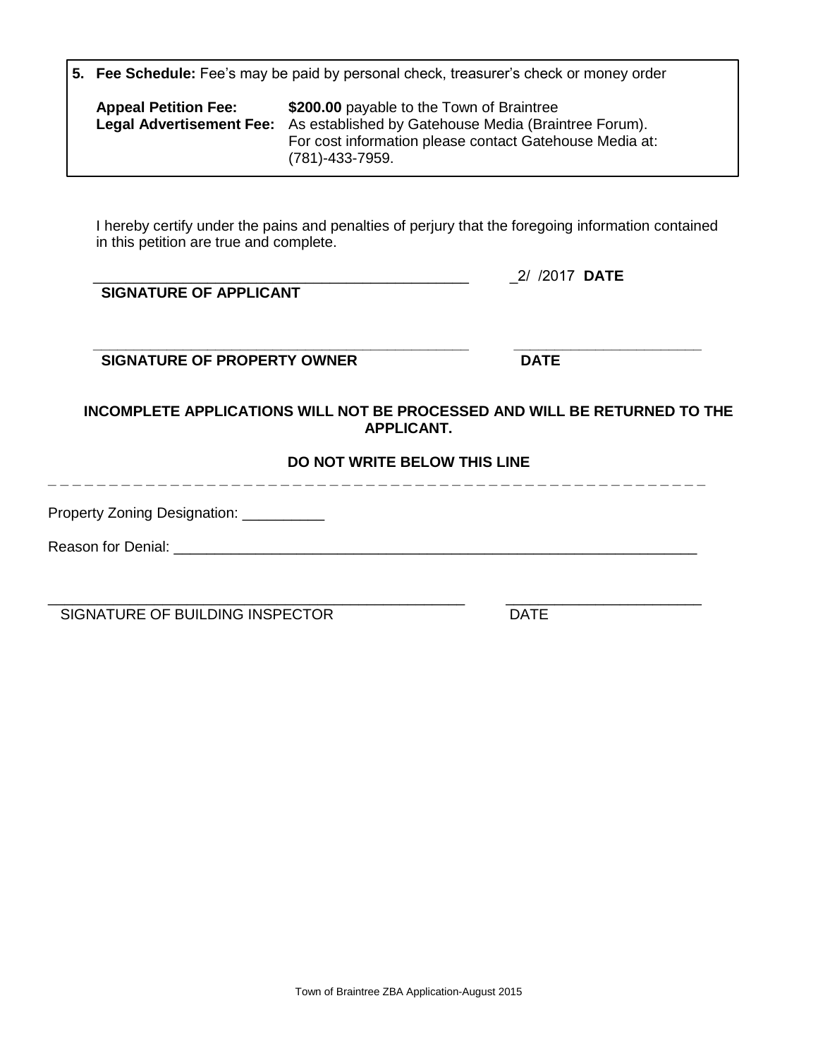**5. Fee Schedule:** Fee's may be paid by personal check, treasurer's check or money order

| | |
|---|---|
| **Appeal Petition Fee:** | **$200.00** payable to the Town of Braintree |
| **Legal Advertisement Fee:** | As established by Gatehouse Media (Braintree Forum). For cost information please contact Gatehouse Media at: (781)-433-7959. |

I hereby certify under the pains and penalties of perjury that the foregoing information contained in this petition are true and complete.

_______________________________________________ _2/ /2017 **DATE**

**SIGNATURE OF APPLICANT**

_______________________________________________ ________________________

**SIGNATURE OF PROPERTY OWNER** **DATE**

**INCOMPLETE APPLICATIONS WILL NOT BE PROCESSED AND WILL BE RETURNED TO THE APPLICANT.**

**DO NOT WRITE BELOW THIS LINE**

_ _ _ _ _ _ _ _ _ _ _ _ _ _ _ _ _ _ _ _ _ _ _ _ _ _ _ _ _ _ _ _ _ _ _ _ _ _ _ _ _ _ _ _ _ _ _ _ _ _ _ _ _ _ _ _ _ _ _

Property Zoning Designation: __________

Reason for Denial: ___________________________________________________________________

_______________________________________________ ________________________

SIGNATURE OF BUILDING INSPECTOR DATE

Town of Braintree ZBA Application-August 2015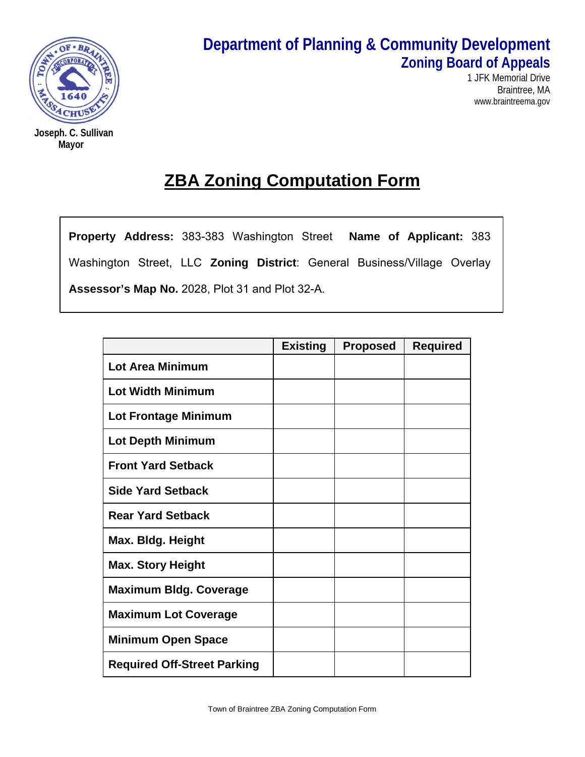**Department of Planning & Community Development**
**Zoning Board of Appeals**
1 JFK Memorial Drive
Braintree, MA
www.braintreema.gov

**Joseph. C. Sullivan**
**Mayor**

# ZBA Zoning Computation Form

**Property Address:** 383-383 Washington Street **Name of Applicant:** 383 Washington Street, LLC **Zoning District**: General Business/Village Overlay **Assessor's Map No.** 2028, Plot 31 and Plot 32-A.

| | Existing | Proposed | Required |
|---|---|---|---|
| **Lot Area Minimum** | | | |
| **Lot Width Minimum** | | | |
| **Lot Frontage Minimum** | | | |
| **Lot Depth Minimum** | | | |
| **Front Yard Setback** | | | |
| **Side Yard Setback** | | | |
| **Rear Yard Setback** | | | |
| **Max. Bldg. Height** | | | |
| **Max. Story Height** | | | |
| **Maximum Bldg. Coverage** | | | |
| **Maximum Lot Coverage** | | | |
| **Minimum Open Space** | | | |
| **Required Off-Street Parking** | | | |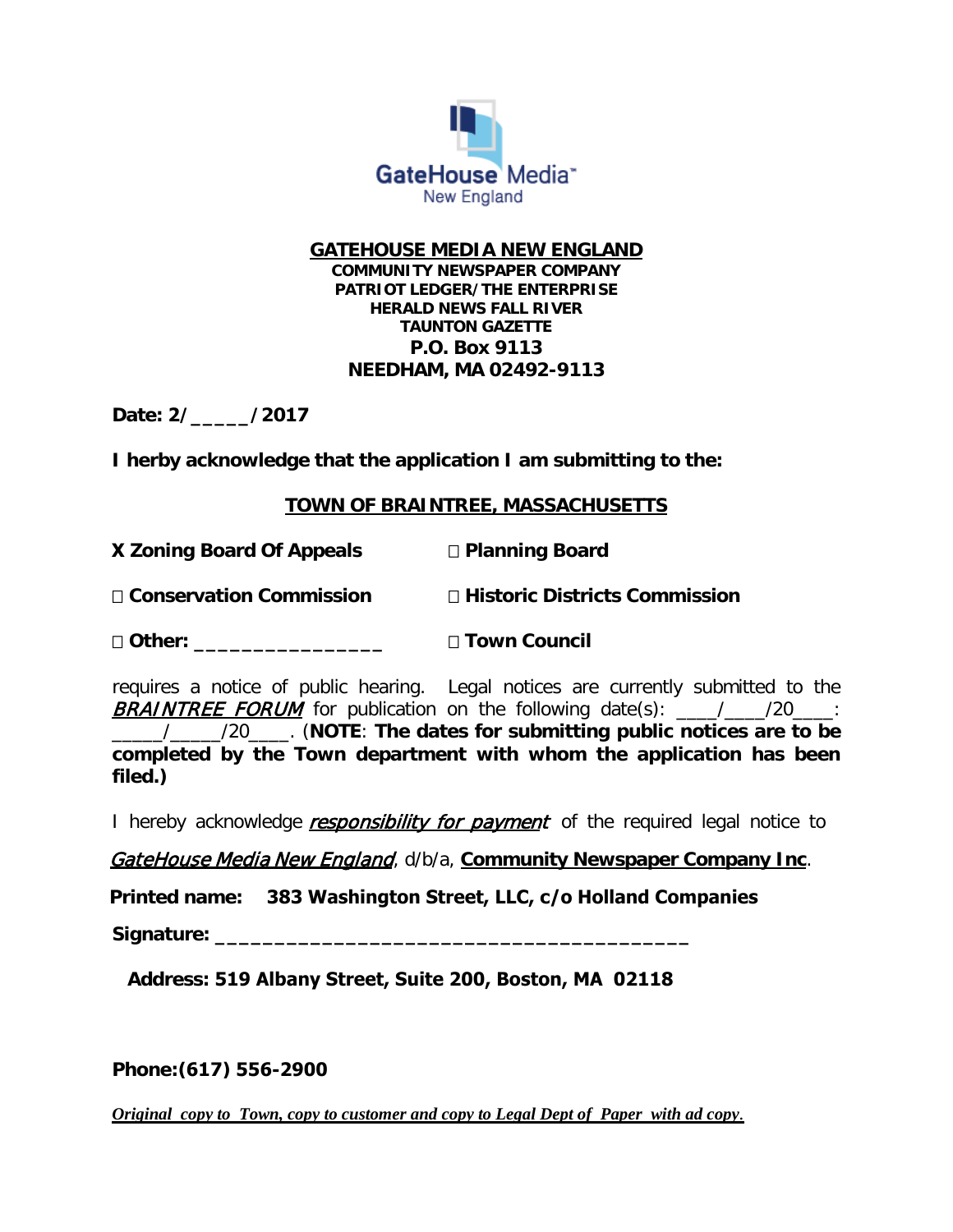GateHouse Media™
New England

**GATEHOUSE MEDIA NEW ENGLAND**
**COMMUNITY NEWSPAPER COMPANY**
**PATRIOT LEDGER/THE ENTERPRISE**
**HERALD NEWS FALL RIVER**
**TAUNTON GAZETTE**
**P.O. Box 9113**
**NEEDHAM, MA 02492-9113**

**Date: 2/_____/2017**

**I herby acknowledge that the application I am submitting to the:**

**TOWN OF BRAINTREE, MASSACHUSETTS**

**X Zoning Board Of Appeals** &nbsp;&nbsp;&nbsp;&nbsp; ☐ **Planning Board**

☐ **Conservation Commission** &nbsp;&nbsp;&nbsp;&nbsp; ☐ **Historic Districts Commission**

☐ **Other: ________________** &nbsp;&nbsp;&nbsp;&nbsp; ☐ **Town Council**

requires a notice of public hearing. Legal notices are currently submitted to the ***BRAINTREE FORUM*** for publication on the following date(s): ____/____/20____: _____/_____/20____. (**NOTE**: **The dates for submitting public notices are to be completed by the Town department with whom the application has been filed.)**

I hereby acknowledge ***responsibility for payment*** of the required legal notice to

*GateHouse Media New England*, d/b/a, **Community Newspaper Company Inc**.

**Printed name: 383 Washington Street, LLC, c/o Holland Companies**

**Signature: _______________________________________**

**Address: 519 Albany Street, Suite 200, Boston, MA 02118**

**Phone:(617) 556-2900**

***Original copy to Town, copy to customer and copy to Legal Dept of Paper with ad copy.***